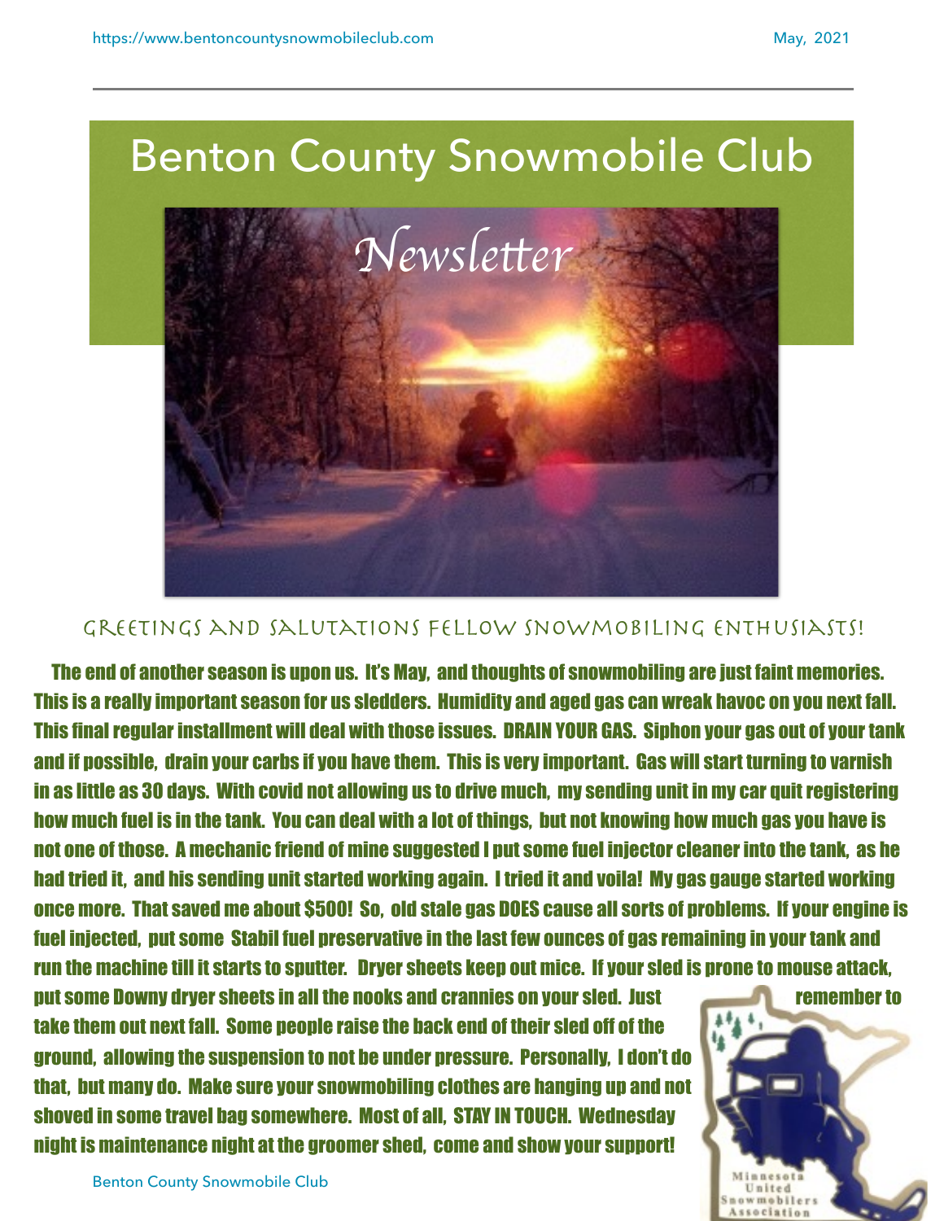# Benton County Snowmobile Club

## Newsletter

### Greetings and Salutations Fellow Snowmobiling Enthusiasts!

**The end of another season is upon us. It's May, and thoughts of snowmobiling are just faint memories. This is a really important season for us sledders. Humidity and aged gas can wreak havoc on you next fall. This final regular installment will deal with those issues. DRAIN YOUR GAS. Siphon your gas out of your tank and if possible, drain your carbs if you have them. This is very important. Gas will start turning to varnish in as little as 30 days. With covid not allowing us to drive much, my sending unit in my car quit registering how much fuel is in the tank. You can deal with a lot of things, but not knowing how much gas you have is not one of those. A mechanic friend of mine suggested I put some fuel injector cleaner into the tank, as he had tried it, and his sending unit started working again. I tried it and voila! My gas gauge started working once more. That saved me about $500! So, old stale gas DOES cause all sorts of problems. If your engine is fuel injected, put some Stabil fuel preservative in the last few ounces of gas remaining in your tank and run the machine till it starts to sputter. Dryer sheets keep out mice. If your sled is prone to mouse attack, put some Downy dryer sheets in all the nooks and crannies on your sled. Just remember to take them out next fall. Some people raise the back end of their sled off of the ground, allowing the suspension to not be under pressure. Personally, I don't do that, but many do. Make sure your snowmobiling clothes are hanging up and not shoved in some travel bag somewhere. Most of all, STAY IN TOUCH. Wednesday night is maintenance night at the groomer shed, come and show your support!**

Minnesota United Snowmobilers Association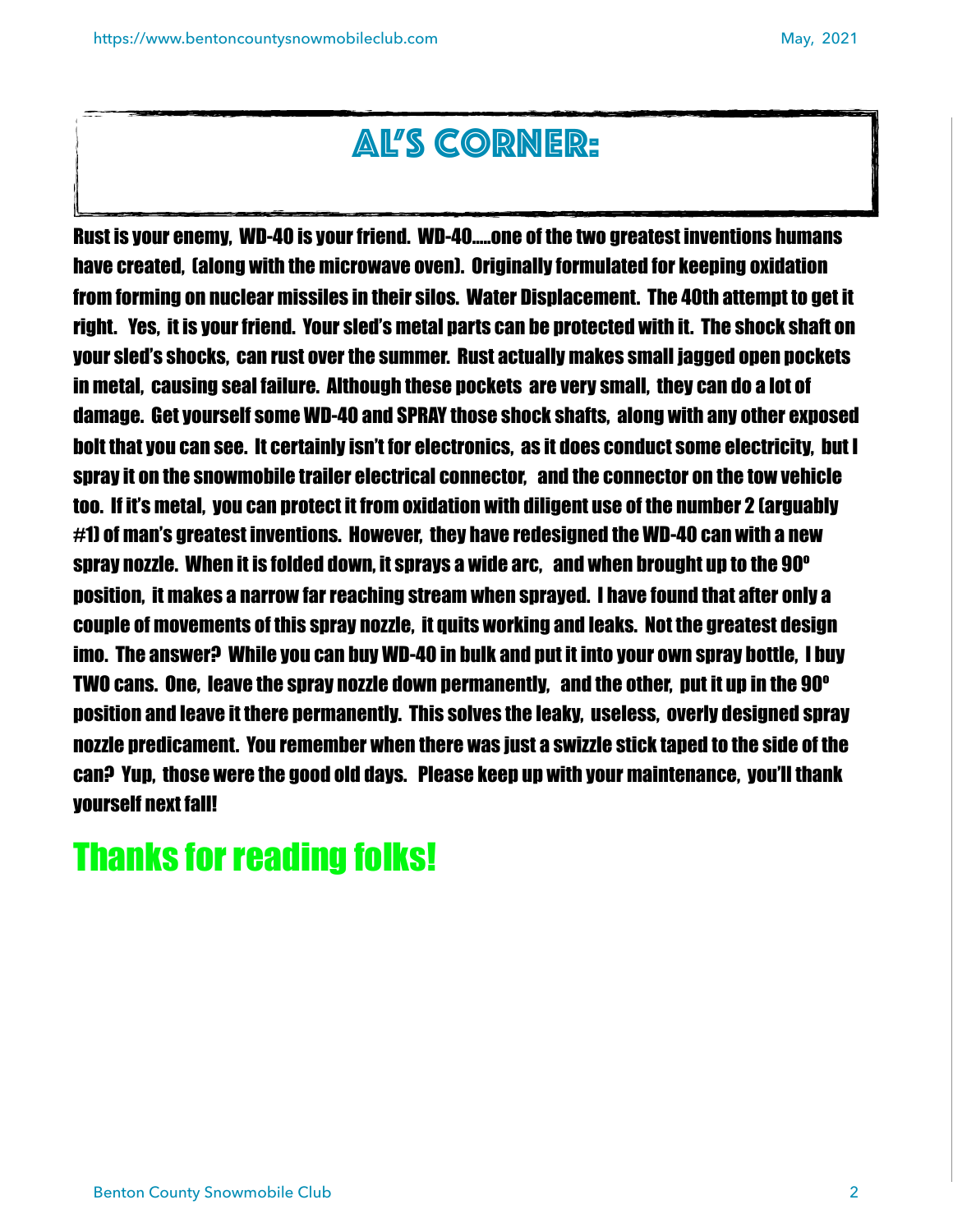# AL'S CORNER:

Rust is your enemy, WD-40 is your friend. WD-40.....one of the two greatest inventions humans have created, (along with the microwave oven). Originally formulated for keeping oxidation from forming on nuclear missiles in their silos. Water Displacement. The 40th attempt to get it right. Yes, it is your friend. Your sled's metal parts can be protected with it. The shock shaft on your sled's shocks, can rust over the summer. Rust actually makes small jagged open pockets in metal, causing seal failure. Although these pockets are very small, they can do a lot of damage. Get yourself some WD-40 and SPRAY those shock shafts, along with any other exposed bolt that you can see. It certainly isn't for electronics, as it does conduct some electricity, but I spray it on the snowmobile trailer electrical connector, and the connector on the tow vehicle too. If it's metal, you can protect it from oxidation with diligent use of the number 2 (arguably #1) of man's greatest inventions. However, they have redesigned the WD-40 can with a new spray nozzle. When it is folded down, it sprays a wide arc, and when brought up to the 90º position, it makes a narrow far reaching stream when sprayed. I have found that after only a couple of movements of this spray nozzle, it quits working and leaks. Not the greatest design imo. The answer? While you can buy WD-40 in bulk and put it into your own spray bottle, I buy TWO cans. One, leave the spray nozzle down permanently, and the other, put it up in the 90º position and leave it there permanently. This solves the leaky, useless, overly designed spray nozzle predicament. You remember when there was just a swizzle stick taped to the side of the can? Yup, those were the good old days. Please keep up with your maintenance, you'll thank yourself next fall!

## Thanks for reading folks!